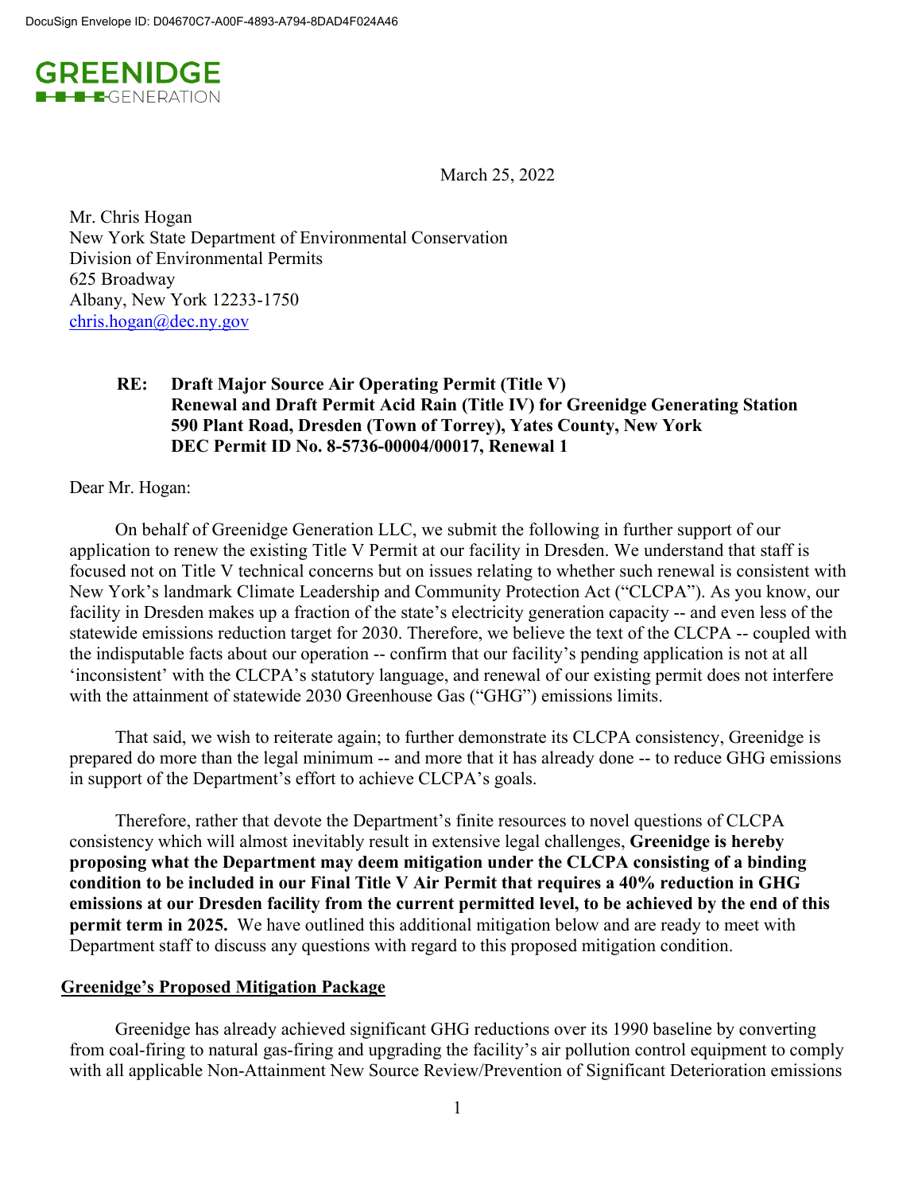GREENIDGE GENERATION

March 25, 2022

Mr. Chris Hogan
New York State Department of Environmental Conservation
Division of Environmental Permits
625 Broadway
Albany, New York 12233-1750
chris.hogan@dec.ny.gov

**RE: Draft Major Source Air Operating Permit (Title V) Renewal and Draft Permit Acid Rain (Title IV) for Greenidge Generating Station 590 Plant Road, Dresden (Town of Torrey), Yates County, New York DEC Permit ID No. 8-5736-00004/00017, Renewal 1**

Dear Mr. Hogan:

On behalf of Greenidge Generation LLC, we submit the following in further support of our application to renew the existing Title V Permit at our facility in Dresden. We understand that staff is focused not on Title V technical concerns but on issues relating to whether such renewal is consistent with New York's landmark Climate Leadership and Community Protection Act ("CLCPA"). As you know, our facility in Dresden makes up a fraction of the state's electricity generation capacity -- and even less of the statewide emissions reduction target for 2030. Therefore, we believe the text of the CLCPA -- coupled with the indisputable facts about our operation -- confirm that our facility's pending application is not at all 'inconsistent' with the CLCPA's statutory language, and renewal of our existing permit does not interfere with the attainment of statewide 2030 Greenhouse Gas ("GHG") emissions limits.

That said, we wish to reiterate again; to further demonstrate its CLCPA consistency, Greenidge is prepared do more than the legal minimum -- and more that it has already done -- to reduce GHG emissions in support of the Department's effort to achieve CLCPA's goals.

Therefore, rather that devote the Department's finite resources to novel questions of CLCPA consistency which will almost inevitably result in extensive legal challenges, **Greenidge is hereby proposing what the Department may deem mitigation under the CLCPA consisting of a binding condition to be included in our Final Title V Air Permit that requires a 40% reduction in GHG emissions at our Dresden facility from the current permitted level, to be achieved by the end of this permit term in 2025.** We have outlined this additional mitigation below and are ready to meet with Department staff to discuss any questions with regard to this proposed mitigation condition.

**<u>Greenidge's Proposed Mitigation Package</u>**

Greenidge has already achieved significant GHG reductions over its 1990 baseline by converting from coal-firing to natural gas-firing and upgrading the facility's air pollution control equipment to comply with all applicable Non-Attainment New Source Review/Prevention of Significant Deterioration emissions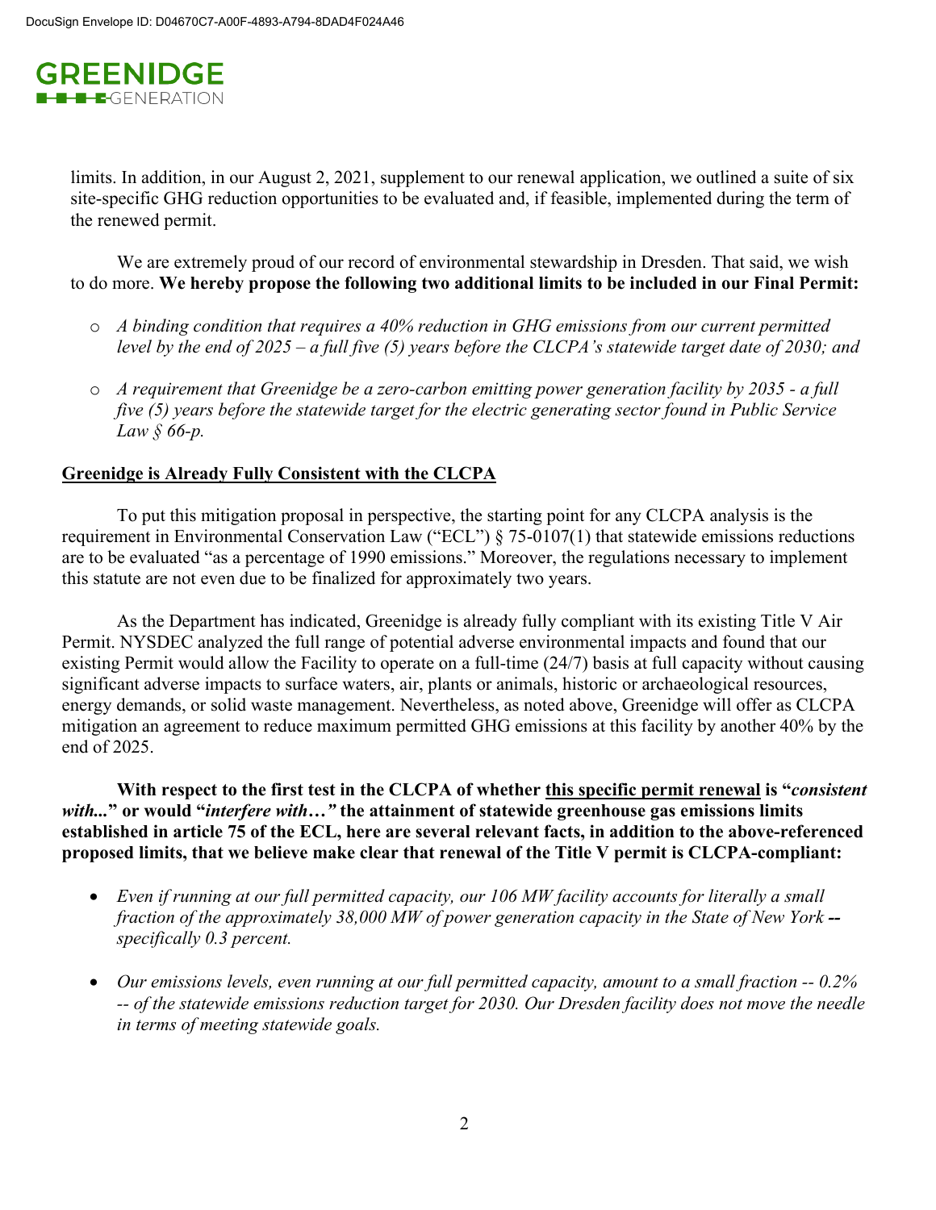limits. In addition, in our August 2, 2021, supplement to our renewal application, we outlined a suite of six site-specific GHG reduction opportunities to be evaluated and, if feasible, implemented during the term of the renewed permit.

We are extremely proud of our record of environmental stewardship in Dresden. That said, we wish to do more. **We hereby propose the following two additional limits to be included in our Final Permit:**

- *A binding condition that requires a 40% reduction in GHG emissions from our current permitted level by the end of 2025 – a full five (5) years before the CLCPA's statewide target date of 2030; and*
- *A requirement that Greenidge be a zero-carbon emitting power generation facility by 2035 - a full five (5) years before the statewide target for the electric generating sector found in Public Service Law § 66-p.*

**Greenidge is Already Fully Consistent with the CLCPA**

To put this mitigation proposal in perspective, the starting point for any CLCPA analysis is the requirement in Environmental Conservation Law ("ECL") § 75-0107(1) that statewide emissions reductions are to be evaluated "as a percentage of 1990 emissions." Moreover, the regulations necessary to implement this statute are not even due to be finalized for approximately two years.

As the Department has indicated, Greenidge is already fully compliant with its existing Title V Air Permit. NYSDEC analyzed the full range of potential adverse environmental impacts and found that our existing Permit would allow the Facility to operate on a full-time (24/7) basis at full capacity without causing significant adverse impacts to surface waters, air, plants or animals, historic or archaeological resources, energy demands, or solid waste management. Nevertheless, as noted above, Greenidge will offer as CLCPA mitigation an agreement to reduce maximum permitted GHG emissions at this facility by another 40% by the end of 2025.

**With respect to the first test in the CLCPA of whether this specific permit renewal is "*consistent with...*" or would "*interfere with…*" the attainment of statewide greenhouse gas emissions limits established in article 75 of the ECL, here are several relevant facts, in addition to the above-referenced proposed limits, that we believe make clear that renewal of the Title V permit is CLCPA-compliant:**

- *Even if running at our full permitted capacity, our 106 MW facility accounts for literally a small fraction of the approximately 38,000 MW of power generation capacity in the State of New York* **--** *specifically 0.3 percent.*
- *Our emissions levels, even running at our full permitted capacity, amount to a small fraction -- 0.2% -- of the statewide emissions reduction target for 2030. Our Dresden facility does not move the needle in terms of meeting statewide goals.*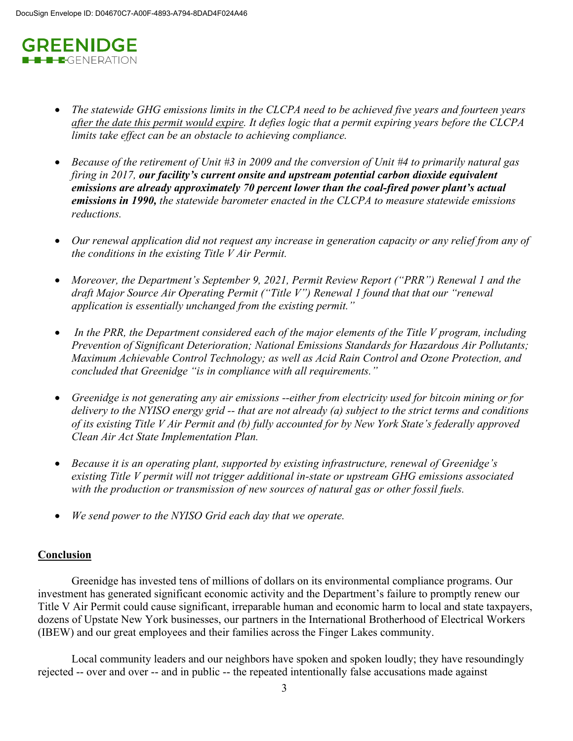- *The statewide GHG emissions limits in the CLCPA need to be achieved five years and fourteen years <u>after the date this permit would expire</u>. It defies logic that a permit expiring years before the CLCPA limits take effect can be an obstacle to achieving compliance.*

- *Because of the retirement of Unit #3 in 2009 and the conversion of Unit #4 to primarily natural gas firing in 2017, **our facility's current onsite and upstream potential carbon dioxide equivalent emissions are already approximately 70 percent lower than the coal-fired power plant's actual emissions in 1990,** the statewide barometer enacted in the CLCPA to measure statewide emissions reductions.*

- *Our renewal application did not request any increase in generation capacity or any relief from any of the conditions in the existing Title V Air Permit.*

- *Moreover, the Department's September 9, 2021, Permit Review Report ("PRR") Renewal 1 and the draft Major Source Air Operating Permit ("Title V") Renewal 1 found that that our "renewal application is essentially unchanged from the existing permit."*

- *In the PRR, the Department considered each of the major elements of the Title V program, including Prevention of Significant Deterioration; National Emissions Standards for Hazardous Air Pollutants; Maximum Achievable Control Technology; as well as Acid Rain Control and Ozone Protection, and concluded that Greenidge "is in compliance with all requirements."*

- *Greenidge is not generating any air emissions --either from electricity used for bitcoin mining or for delivery to the NYISO energy grid -- that are not already (a) subject to the strict terms and conditions of its existing Title V Air Permit and (b) fully accounted for by New York State's federally approved Clean Air Act State Implementation Plan.*

- *Because it is an operating plant, supported by existing infrastructure, renewal of Greenidge's existing Title V permit will not trigger additional in-state or upstream GHG emissions associated with the production or transmission of new sources of natural gas or other fossil fuels.*

- *We send power to the NYISO Grid each day that we operate.*

## <u>Conclusion</u>

Greenidge has invested tens of millions of dollars on its environmental compliance programs. Our investment has generated significant economic activity and the Department's failure to promptly renew our Title V Air Permit could cause significant, irreparable human and economic harm to local and state taxpayers, dozens of Upstate New York businesses, our partners in the International Brotherhood of Electrical Workers (IBEW) and our great employees and their families across the Finger Lakes community.

Local community leaders and our neighbors have spoken and spoken loudly; they have resoundingly rejected -- over and over -- and in public -- the repeated intentionally false accusations made against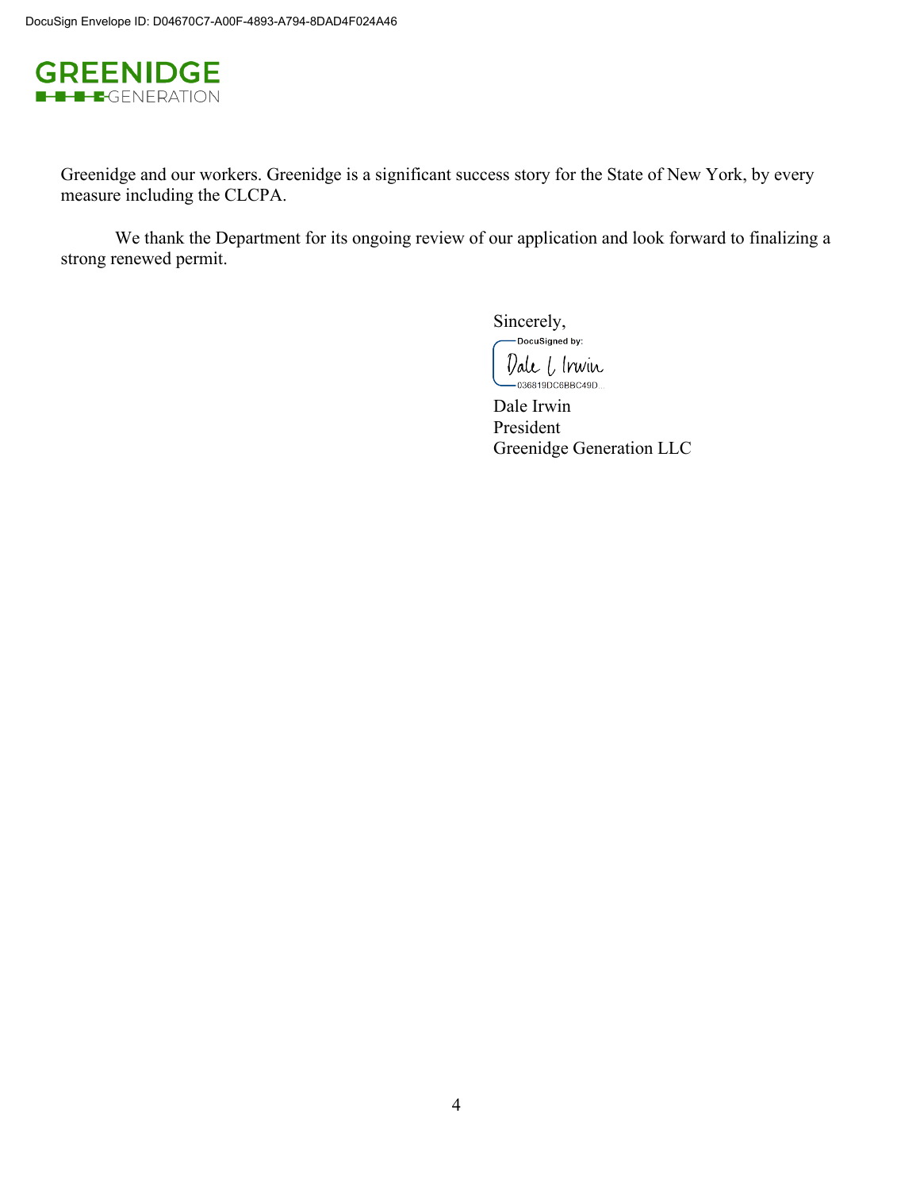Greenidge and our workers. Greenidge is a significant success story for the State of New York, by every measure including the CLCPA.

We thank the Department for its ongoing review of our application and look forward to finalizing a strong renewed permit.

Sincerely,

DocuSigned by:
Dale L Irwin
036819DC6BBC49D...

Dale Irwin
President
Greenidge Generation LLC